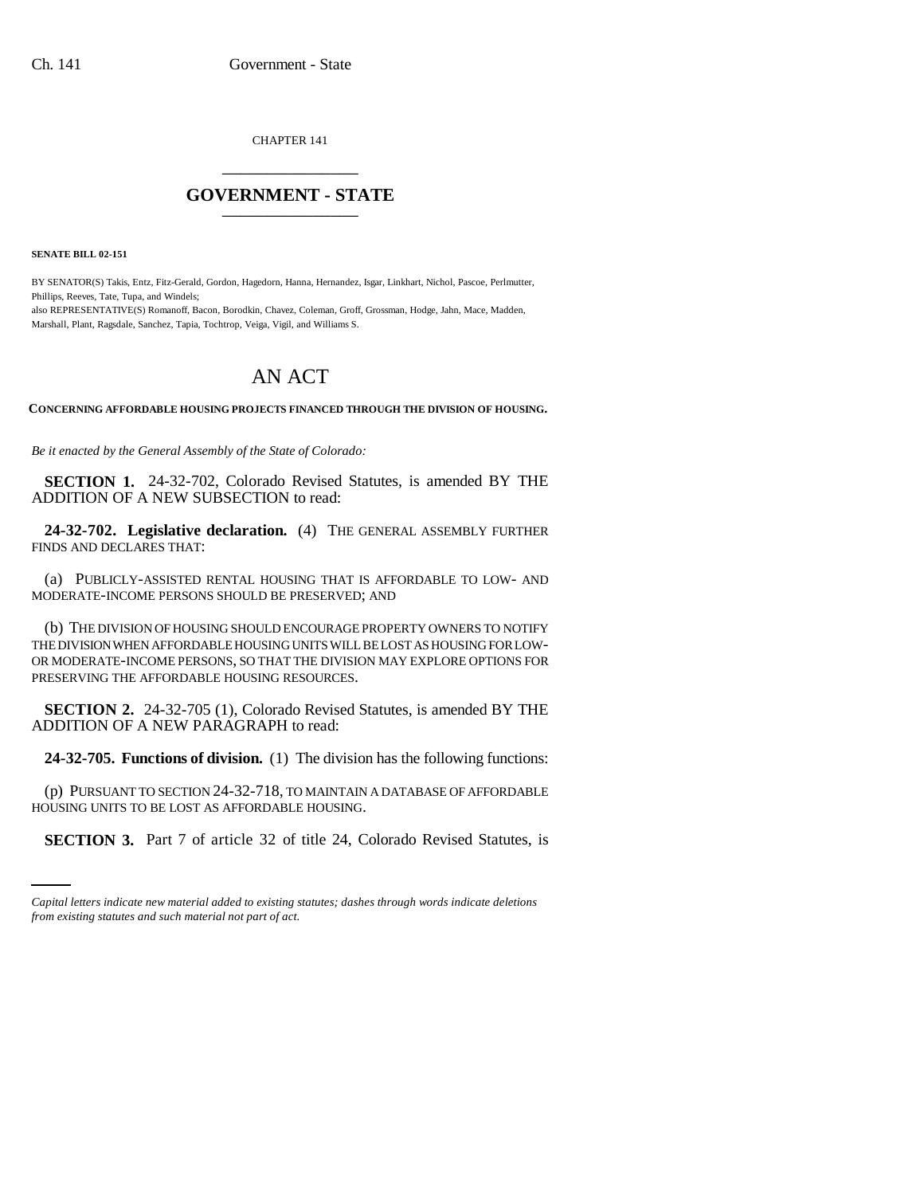CHAPTER 141

# GOVERNMENT - STATE

**SENATE BILL 02-151**

BY SENATOR(S) Takis, Entz, Fitz-Gerald, Gordon, Hagedorn, Hanna, Hernandez, Isgar, Linkhart, Nichol, Pascoe, Perlmutter, Phillips, Reeves, Tate, Tupa, and Windels;
also REPRESENTATIVE(S) Romanoff, Bacon, Borodkin, Chavez, Coleman, Groff, Grossman, Hodge, Jahn, Mace, Madden, Marshall, Plant, Ragsdale, Sanchez, Tapia, Tochtrop, Veiga, Vigil, and Williams S.

# AN ACT

**CONCERNING AFFORDABLE HOUSING PROJECTS FINANCED THROUGH THE DIVISION OF HOUSING.**

*Be it enacted by the General Assembly of the State of Colorado:*

**SECTION 1.** 24-32-702, Colorado Revised Statutes, is amended BY THE ADDITION OF A NEW SUBSECTION to read:

**24-32-702. Legislative declaration.** (4) THE GENERAL ASSEMBLY FURTHER FINDS AND DECLARES THAT:

(a) PUBLICLY-ASSISTED RENTAL HOUSING THAT IS AFFORDABLE TO LOW- AND MODERATE-INCOME PERSONS SHOULD BE PRESERVED; AND

(b) THE DIVISION OF HOUSING SHOULD ENCOURAGE PROPERTY OWNERS TO NOTIFY THE DIVISION WHEN AFFORDABLE HOUSING UNITS WILL BE LOST AS HOUSING FOR LOW- OR MODERATE-INCOME PERSONS, SO THAT THE DIVISION MAY EXPLORE OPTIONS FOR PRESERVING THE AFFORDABLE HOUSING RESOURCES.

**SECTION 2.** 24-32-705 (1), Colorado Revised Statutes, is amended BY THE ADDITION OF A NEW PARAGRAPH to read:

**24-32-705. Functions of division.** (1) The division has the following functions:

(p) PURSUANT TO SECTION 24-32-718, TO MAINTAIN A DATABASE OF AFFORDABLE HOUSING UNITS TO BE LOST AS AFFORDABLE HOUSING.

**SECTION 3.** Part 7 of article 32 of title 24, Colorado Revised Statutes, is

*Capital letters indicate new material added to existing statutes; dashes through words indicate deletions from existing statutes and such material not part of act.*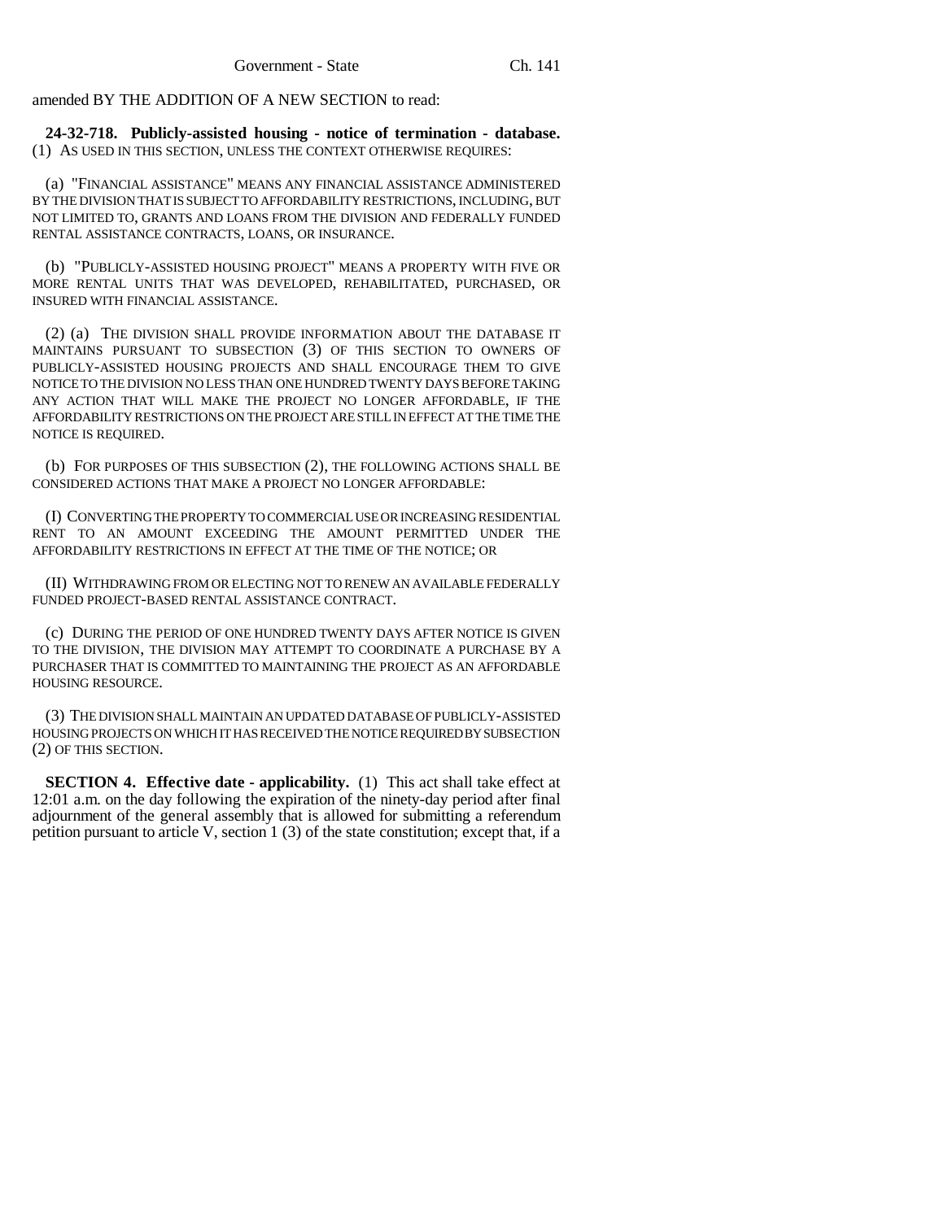amended BY THE ADDITION OF A NEW SECTION to read:

**24-32-718. Publicly-assisted housing - notice of termination - database.** (1) AS USED IN THIS SECTION, UNLESS THE CONTEXT OTHERWISE REQUIRES:

(a) "FINANCIAL ASSISTANCE" MEANS ANY FINANCIAL ASSISTANCE ADMINISTERED BY THE DIVISION THAT IS SUBJECT TO AFFORDABILITY RESTRICTIONS, INCLUDING, BUT NOT LIMITED TO, GRANTS AND LOANS FROM THE DIVISION AND FEDERALLY FUNDED RENTAL ASSISTANCE CONTRACTS, LOANS, OR INSURANCE.

(b) "PUBLICLY-ASSISTED HOUSING PROJECT" MEANS A PROPERTY WITH FIVE OR MORE RENTAL UNITS THAT WAS DEVELOPED, REHABILITATED, PURCHASED, OR INSURED WITH FINANCIAL ASSISTANCE.

(2) (a) THE DIVISION SHALL PROVIDE INFORMATION ABOUT THE DATABASE IT MAINTAINS PURSUANT TO SUBSECTION (3) OF THIS SECTION TO OWNERS OF PUBLICLY-ASSISTED HOUSING PROJECTS AND SHALL ENCOURAGE THEM TO GIVE NOTICE TO THE DIVISION NO LESS THAN ONE HUNDRED TWENTY DAYS BEFORE TAKING ANY ACTION THAT WILL MAKE THE PROJECT NO LONGER AFFORDABLE, IF THE AFFORDABILITY RESTRICTIONS ON THE PROJECT ARE STILL IN EFFECT AT THE TIME THE NOTICE IS REQUIRED.

(b) FOR PURPOSES OF THIS SUBSECTION (2), THE FOLLOWING ACTIONS SHALL BE CONSIDERED ACTIONS THAT MAKE A PROJECT NO LONGER AFFORDABLE:

(I) CONVERTING THE PROPERTY TO COMMERCIAL USE OR INCREASING RESIDENTIAL RENT TO AN AMOUNT EXCEEDING THE AMOUNT PERMITTED UNDER THE AFFORDABILITY RESTRICTIONS IN EFFECT AT THE TIME OF THE NOTICE; OR

(II) WITHDRAWING FROM OR ELECTING NOT TO RENEW AN AVAILABLE FEDERALLY FUNDED PROJECT-BASED RENTAL ASSISTANCE CONTRACT.

(c) DURING THE PERIOD OF ONE HUNDRED TWENTY DAYS AFTER NOTICE IS GIVEN TO THE DIVISION, THE DIVISION MAY ATTEMPT TO COORDINATE A PURCHASE BY A PURCHASER THAT IS COMMITTED TO MAINTAINING THE PROJECT AS AN AFFORDABLE HOUSING RESOURCE.

(3) THE DIVISION SHALL MAINTAIN AN UPDATED DATABASE OF PUBLICLY-ASSISTED HOUSING PROJECTS ON WHICH IT HAS RECEIVED THE NOTICE REQUIRED BY SUBSECTION (2) OF THIS SECTION.

**SECTION 4. Effective date - applicability.** (1) This act shall take effect at 12:01 a.m. on the day following the expiration of the ninety-day period after final adjournment of the general assembly that is allowed for submitting a referendum petition pursuant to article V, section 1 (3) of the state constitution; except that, if a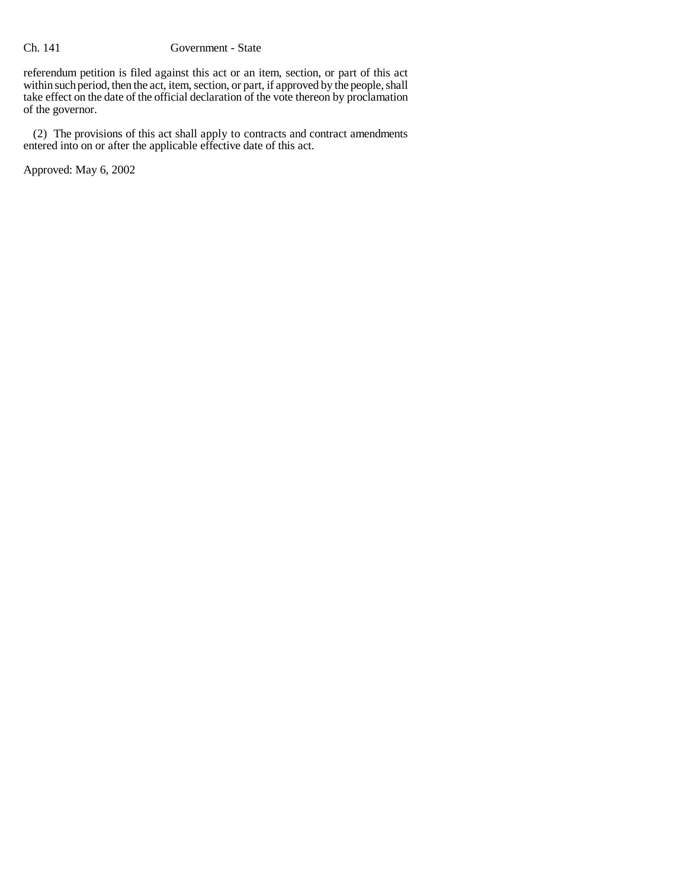referendum petition is filed against this act or an item, section, or part of this act within such period, then the act, item, section, or part, if approved by the people, shall take effect on the date of the official declaration of the vote thereon by proclamation of the governor.

(2) The provisions of this act shall apply to contracts and contract amendments entered into on or after the applicable effective date of this act.

Approved: May 6, 2002